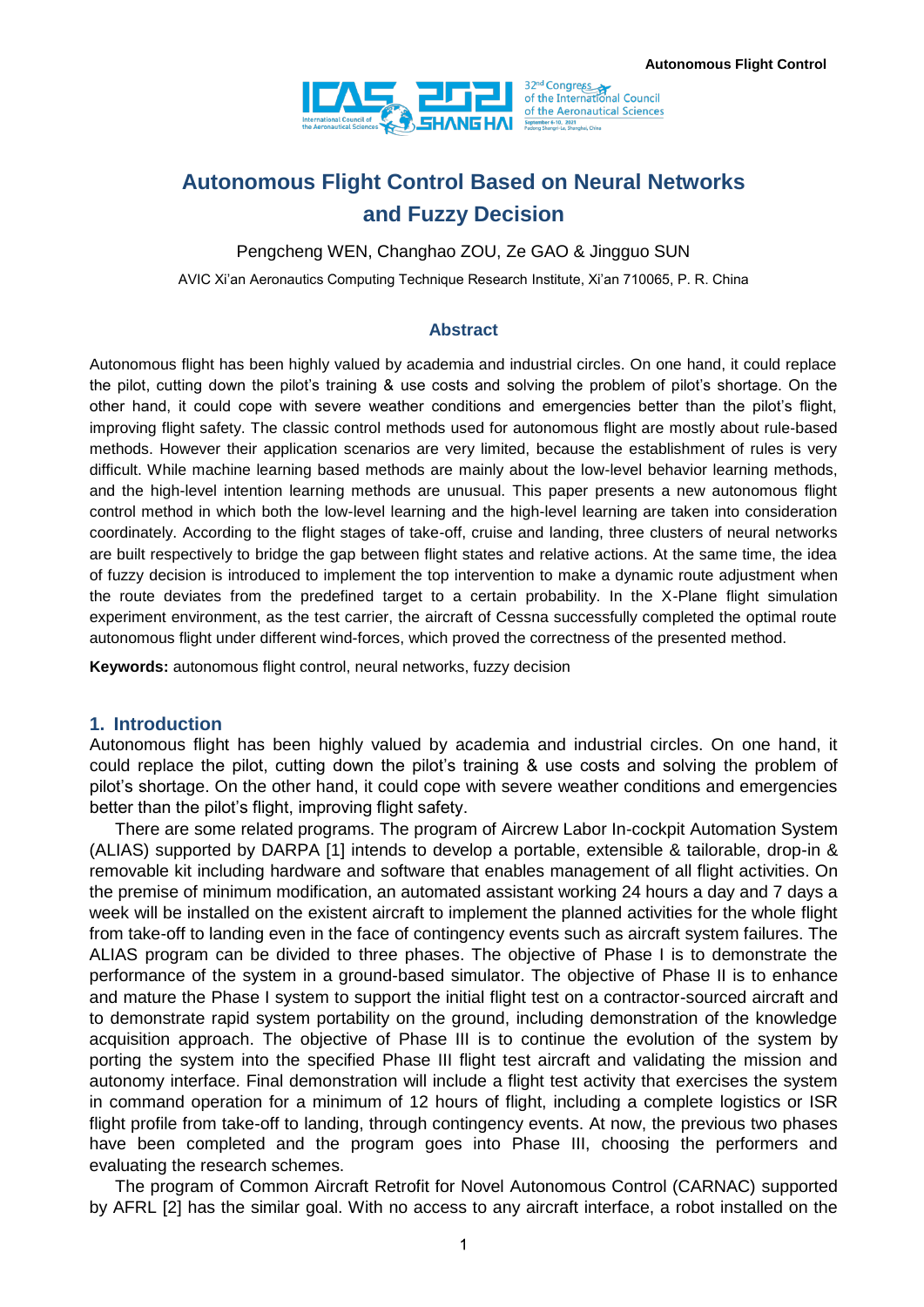# Autonomous Flight Control Based on Neural Networks and Fuzzy Decision

Pengcheng WEN, Changhao ZOU, Ze GAO & Jingguo SUN

AVIC Xi'an Aeronautics Computing Technique Research Institute, Xi'an 710065, P. R. China

## Abstract

Autonomous flight has been highly valued by academia and industrial circles. On one hand, it could replace the pilot, cutting down the pilot's training & use costs and solving the problem of pilot's shortage. On the other hand, it could cope with severe weather conditions and emergencies better than the pilot's flight, improving flight safety. The classic control methods used for autonomous flight are mostly about rule-based methods. However their application scenarios are very limited, because the establishment of rules is very difficult. While machine learning based methods are mainly about the low-level behavior learning methods, and the high-level intention learning methods are unusual. This paper presents a new autonomous flight control method in which both the low-level learning and the high-level learning are taken into consideration coordinately. According to the flight stages of take-off, cruise and landing, three clusters of neural networks are built respectively to bridge the gap between flight states and relative actions. At the same time, the idea of fuzzy decision is introduced to implement the top intervention to make a dynamic route adjustment when the route deviates from the predefined target to a certain probability. In the X-Plane flight simulation experiment environment, as the test carrier, the aircraft of Cessna successfully completed the optimal route autonomous flight under different wind-forces, which proved the correctness of the presented method.

**Keywords:** autonomous flight control, neural networks, fuzzy decision

## 1. Introduction

Autonomous flight has been highly valued by academia and industrial circles. On one hand, it could replace the pilot, cutting down the pilot's training & use costs and solving the problem of pilot's shortage. On the other hand, it could cope with severe weather conditions and emergencies better than the pilot's flight, improving flight safety.

There are some related programs. The program of Aircrew Labor In-cockpit Automation System (ALIAS) supported by DARPA [1] intends to develop a portable, extensible & tailorable, drop-in & removable kit including hardware and software that enables management of all flight activities. On the premise of minimum modification, an automated assistant working 24 hours a day and 7 days a week will be installed on the existent aircraft to implement the planned activities for the whole flight from take-off to landing even in the face of contingency events such as aircraft system failures. The ALIAS program can be divided to three phases. The objective of Phase I is to demonstrate the performance of the system in a ground-based simulator. The objective of Phase II is to enhance and mature the Phase I system to support the initial flight test on a contractor-sourced aircraft and to demonstrate rapid system portability on the ground, including demonstration of the knowledge acquisition approach. The objective of Phase III is to continue the evolution of the system by porting the system into the specified Phase III flight test aircraft and validating the mission and autonomy interface. Final demonstration will include a flight test activity that exercises the system in command operation for a minimum of 12 hours of flight, including a complete logistics or ISR flight profile from take-off to landing, through contingency events. At now, the previous two phases have been completed and the program goes into Phase III, choosing the performers and evaluating the research schemes.

The program of Common Aircraft Retrofit for Novel Autonomous Control (CARNAC) supported by AFRL [2] has the similar goal. With no access to any aircraft interface, a robot installed on the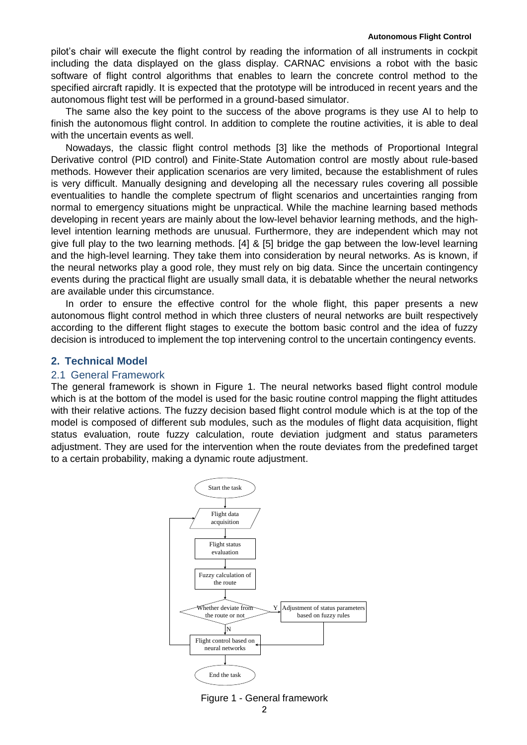pilot's chair will execute the flight control by reading the information of all instruments in cockpit including the data displayed on the glass display. CARNAC envisions a robot with the basic software of flight control algorithms that enables to learn the concrete control method to the specified aircraft rapidly. It is expected that the prototype will be introduced in recent years and the autonomous flight test will be performed in a ground-based simulator.

The same also the key point to the success of the above programs is they use AI to help to finish the autonomous flight control. In addition to complete the routine activities, it is able to deal with the uncertain events as well.

Nowadays, the classic flight control methods [3] like the methods of Proportional Integral Derivative control (PID control) and Finite-State Automation control are mostly about rule-based methods. However their application scenarios are very limited, because the establishment of rules is very difficult. Manually designing and developing all the necessary rules covering all possible eventualities to handle the complete spectrum of flight scenarios and uncertainties ranging from normal to emergency situations might be unpractical. While the machine learning based methods developing in recent years are mainly about the low-level behavior learning methods, and the high-level intention learning methods are unusual. Furthermore, they are independent which may not give full play to the two learning methods. [4] & [5] bridge the gap between the low-level learning and the high-level learning. They take them into consideration by neural networks. As is known, if the neural networks play a good role, they must rely on big data. Since the uncertain contingency events during the practical flight are usually small data, it is debatable whether the neural networks are available under this circumstance.

In order to ensure the effective control for the whole flight, this paper presents a new autonomous flight control method in which three clusters of neural networks are built respectively according to the different flight stages to execute the bottom basic control and the idea of fuzzy decision is introduced to implement the top intervening control to the uncertain contingency events.

## 2. Technical Model

### 2.1 General Framework

The general framework is shown in Figure 1. The neural networks based flight control module which is at the bottom of the model is used for the basic routine control mapping the flight attitudes with their relative actions. The fuzzy decision based flight control module which is at the top of the model is composed of different sub modules, such as the modules of flight data acquisition, flight status evaluation, route fuzzy calculation, route deviation judgment and status parameters adjustment. They are used for the intervention when the route deviates from the predefined target to a certain probability, making a dynamic route adjustment.

Start the task → Flight data acquisition → Flight status evaluation → Fuzzy calculation of the route → Whether deviate from the route or not (Y: Adjustment of status parameters based on fuzzy rules; N) → Flight control based on neural networks → End the task

Figure 1 - General framework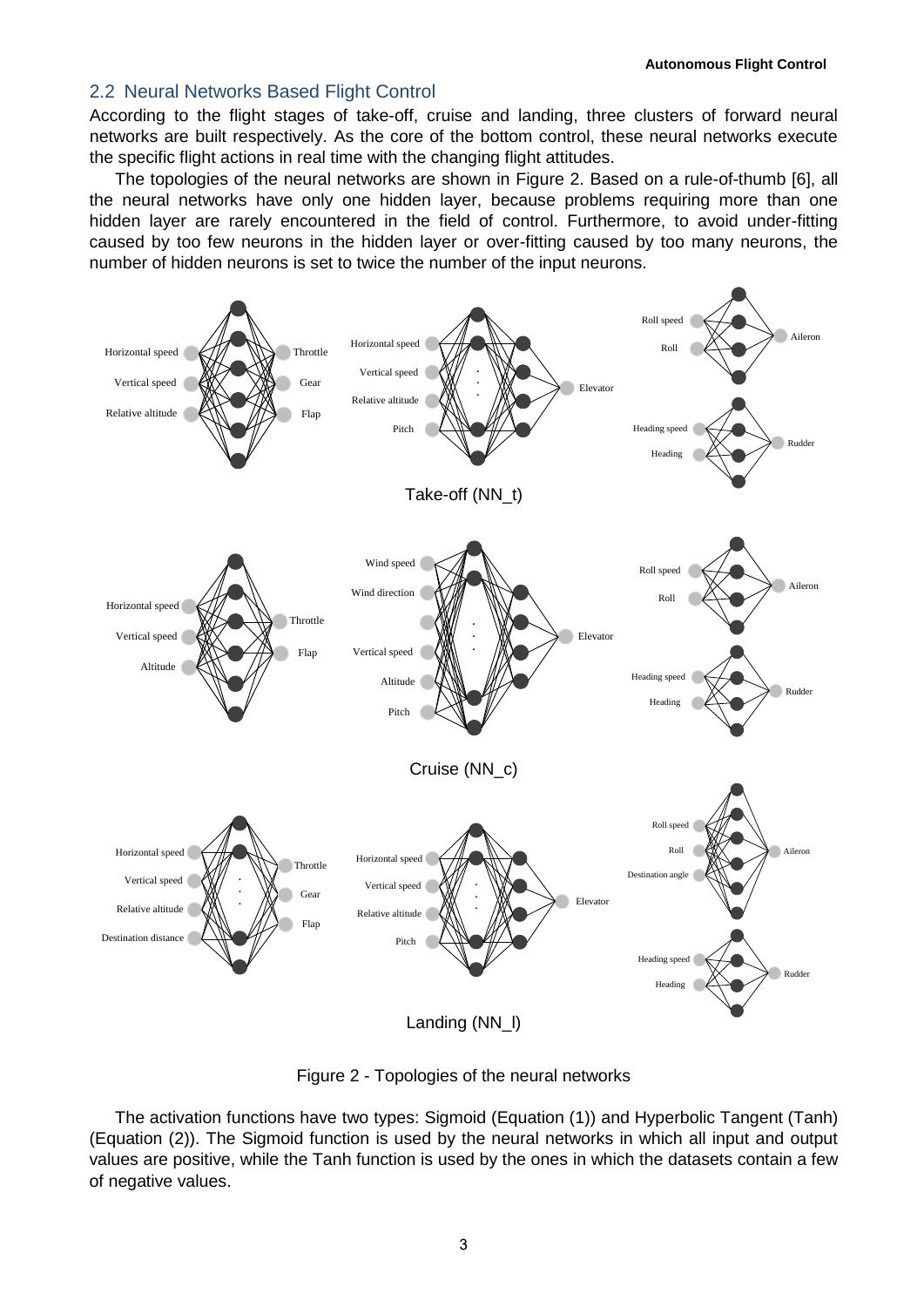## 2.2 Neural Networks Based Flight Control

According to the flight stages of take-off, cruise and landing, three clusters of forward neural networks are built respectively. As the core of the bottom control, these neural networks execute the specific flight actions in real time with the changing flight attitudes.

The topologies of the neural networks are shown in Figure 2. Based on a rule-of-thumb [6], all the neural networks have only one hidden layer, because problems requiring more than one hidden layer are rarely encountered in the field of control. Furthermore, to avoid under-fitting caused by too few neurons in the hidden layer or over-fitting caused by too many neurons, the number of hidden neurons is set to twice the number of the input neurons.

Figure 2 - Topologies of the neural networks

The activation functions have two types: Sigmoid (Equation (1)) and Hyperbolic Tangent (Tanh) (Equation (2)). The Sigmoid function is used by the neural networks in which all input and output values are positive, while the Tanh function is used by the ones in which the datasets contain a few of negative values.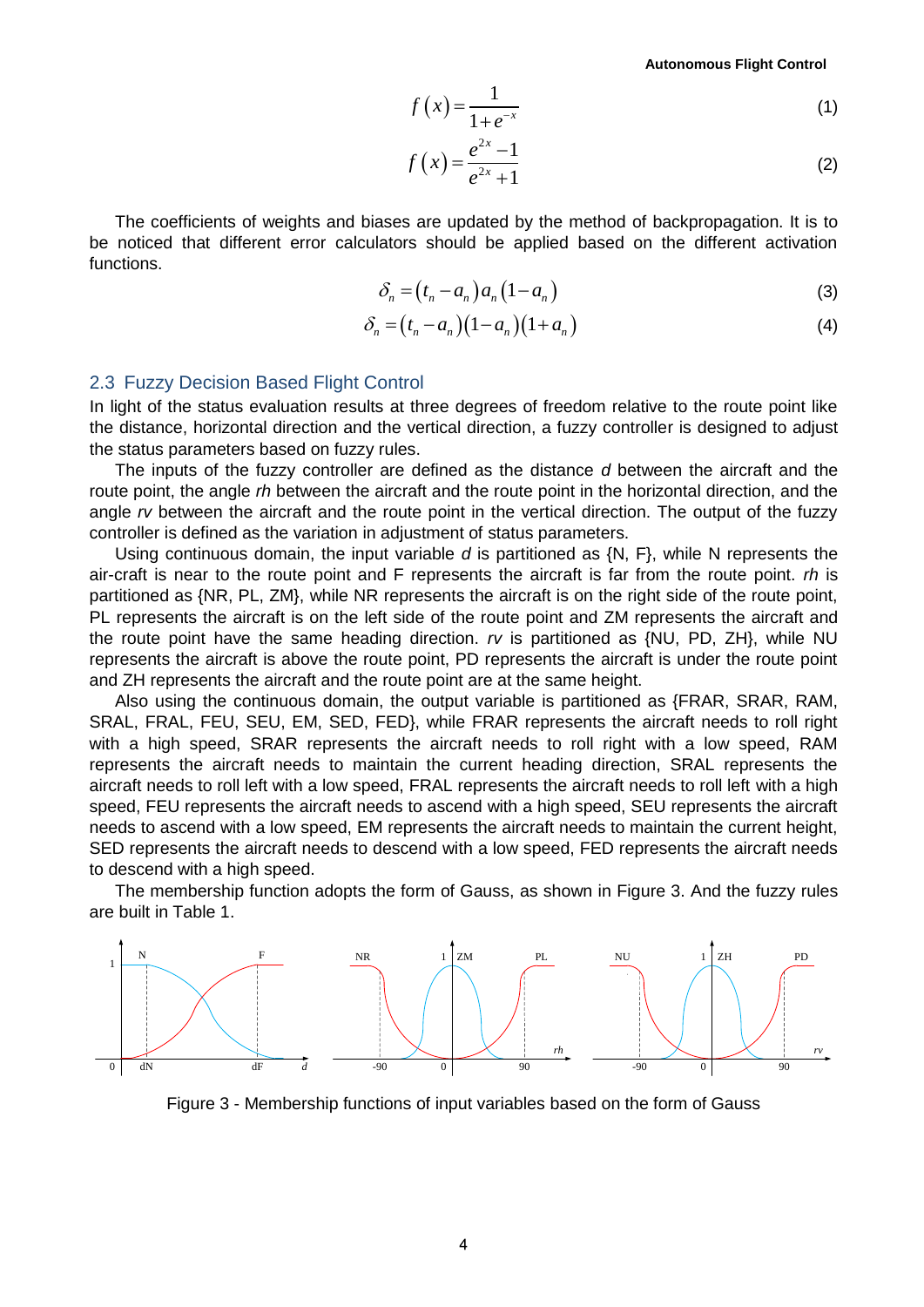$$f(x) = \frac{1}{1+e^{-x}} \tag{1}$$

$$f(x) = \frac{e^{2x}-1}{e^{2x}+1} \tag{2}$$

The coefficients of weights and biases are updated by the method of backpropagation. It is to be noticed that different error calculators should be applied based on the different activation functions.

$$\delta_n = (t_n - a_n)a_n(1-a_n) \tag{3}$$

$$\delta_n = (t_n - a_n)(1-a_n)(1+a_n) \tag{4}$$

## 2.3 Fuzzy Decision Based Flight Control

In light of the status evaluation results at three degrees of freedom relative to the route point like the distance, horizontal direction and the vertical direction, a fuzzy controller is designed to adjust the status parameters based on fuzzy rules.

The inputs of the fuzzy controller are defined as the distance *d* between the aircraft and the route point, the angle *rh* between the aircraft and the route point in the horizontal direction, and the angle *rv* between the aircraft and the route point in the vertical direction. The output of the fuzzy controller is defined as the variation in adjustment of status parameters.

Using continuous domain, the input variable *d* is partitioned as {N, F}, while N represents the air-craft is near to the route point and F represents the aircraft is far from the route point. *rh* is partitioned as {NR, PL, ZM}, while NR represents the aircraft is on the right side of the route point, PL represents the aircraft is on the left side of the route point and ZM represents the aircraft and the route point have the same heading direction. *rv* is partitioned as {NU, PD, ZH}, while NU represents the aircraft is above the route point, PD represents the aircraft is under the route point and ZH represents the aircraft and the route point are at the same height.

Also using the continuous domain, the output variable is partitioned as {FRAR, SRAR, RAM, SRAL, FRAL, FEU, SEU, EM, SED, FED}, while FRAR represents the aircraft needs to roll right with a high speed, SRAR represents the aircraft needs to roll right with a low speed, RAM represents the aircraft needs to maintain the current heading direction, SRAL represents the aircraft needs to roll left with a low speed, FRAL represents the aircraft needs to roll left with a high speed, FEU represents the aircraft needs to ascend with a high speed, SEU represents the aircraft needs to ascend with a low speed, EM represents the aircraft needs to maintain the current height, SED represents the aircraft needs to descend with a low speed, FED represents the aircraft needs to descend with a high speed.

The membership function adopts the form of Gauss, as shown in Figure 3. And the fuzzy rules are built in Table 1.

Figure 3 - Membership functions of input variables based on the form of Gauss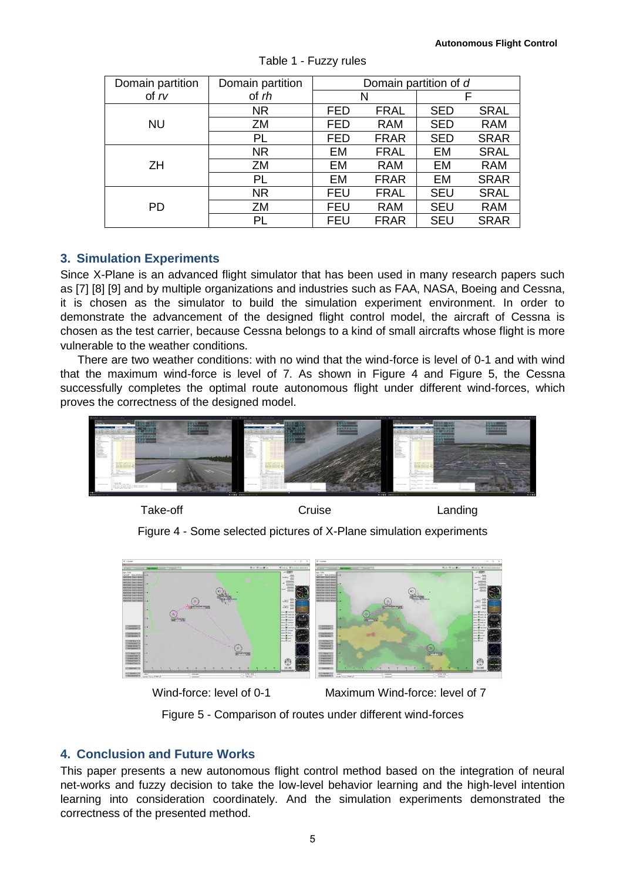Table 1 - Fuzzy rules

| Domain partition of *rv* | Domain partition of *rh* | Domain partition of *d* | | | |
|---|---|---|---|---|---|
| | | N | | F | |
| NU | NR | FED | FRAL | SED | SRAL |
| | ZM | FED | RAM | SED | RAM |
| | PL | FED | FRAR | SED | SRAR |
| ZH | NR | EM | FRAL | EM | SRAL |
| | ZM | EM | RAM | EM | RAM |
| | PL | EM | FRAR | EM | SRAR |
| PD | NR | FEU | FRAL | SEU | SRAL |
| | ZM | FEU | RAM | SEU | RAM |
| | PL | FEU | FRAR | SEU | SRAR |

## 3. Simulation Experiments

Since X-Plane is an advanced flight simulator that has been used in many research papers such as [7] [8] [9] and by multiple organizations and industries such as FAA, NASA, Boeing and Cessna, it is chosen as the simulator to build the simulation experiment environment. In order to demonstrate the advancement of the designed flight control model, the aircraft of Cessna is chosen as the test carrier, because Cessna belongs to a kind of small aircrafts whose flight is more vulnerable to the weather conditions.

There are two weather conditions: with no wind that the wind-force is level of 0-1 and with wind that the maximum wind-force is level of 7. As shown in Figure 4 and Figure 5, the Cessna successfully completes the optimal route autonomous flight under different wind-forces, which proves the correctness of the designed model.

Take-off Cruise Landing

Figure 4 - Some selected pictures of X-Plane simulation experiments

Wind-force: level of 0-1 Maximum Wind-force: level of 7

Figure 5 - Comparison of routes under different wind-forces

## 4. Conclusion and Future Works

This paper presents a new autonomous flight control method based on the integration of neural net-works and fuzzy decision to take the low-level behavior learning and the high-level intention learning into consideration coordinately. And the simulation experiments demonstrated the correctness of the presented method.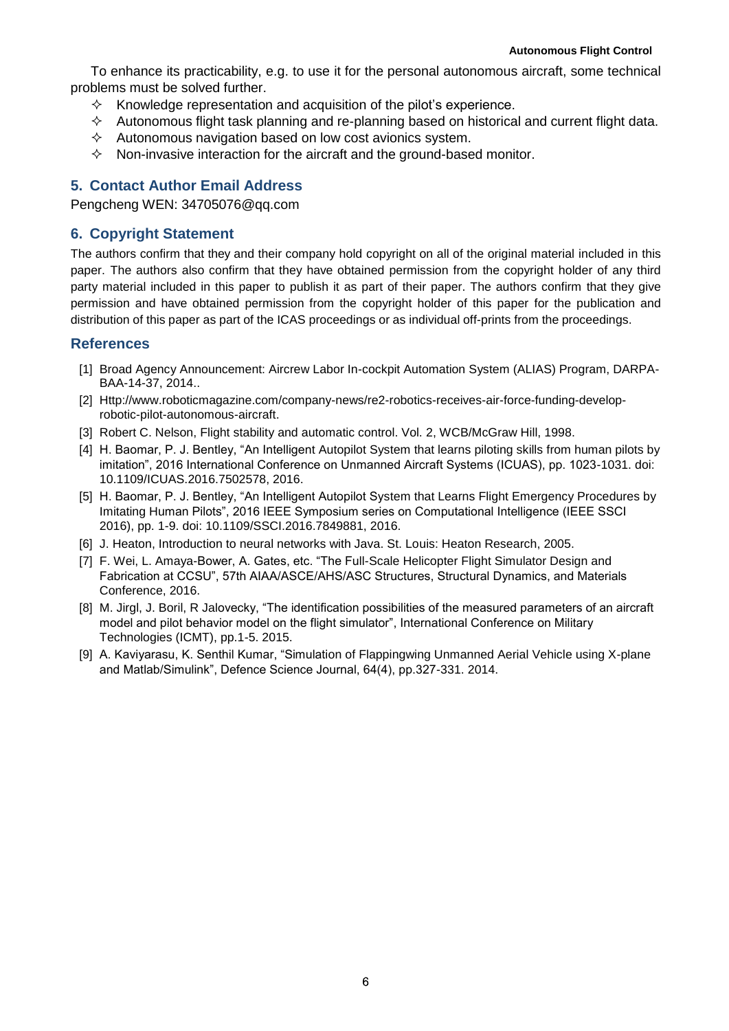To enhance its practicability, e.g. to use it for the personal autonomous aircraft, some technical problems must be solved further.

- ✧ Knowledge representation and acquisition of the pilot's experience.
- ✧ Autonomous flight task planning and re-planning based on historical and current flight data.
- ✧ Autonomous navigation based on low cost avionics system.
- ✧ Non-invasive interaction for the aircraft and the ground-based monitor.

## 5. Contact Author Email Address

Pengcheng WEN: 34705076@qq.com

## 6. Copyright Statement

The authors confirm that they and their company hold copyright on all of the original material included in this paper. The authors also confirm that they have obtained permission from the copyright holder of any third party material included in this paper to publish it as part of their paper. The authors confirm that they give permission and have obtained permission from the copyright holder of this paper for the publication and distribution of this paper as part of the ICAS proceedings or as individual off-prints from the proceedings.

## References

[1] Broad Agency Announcement: Aircrew Labor In-cockpit Automation System (ALIAS) Program, DARPA-BAA-14-37, 2014..

[2] Http://www.roboticmagazine.com/company-news/re2-robotics-receives-air-force-funding-develop-robotic-pilot-autonomous-aircraft.

[3] Robert C. Nelson, Flight stability and automatic control. Vol. 2, WCB/McGraw Hill, 1998.

[4] H. Baomar, P. J. Bentley, "An Intelligent Autopilot System that learns piloting skills from human pilots by imitation", 2016 International Conference on Unmanned Aircraft Systems (ICUAS), pp. 1023-1031. doi: 10.1109/ICUAS.2016.7502578, 2016.

[5] H. Baomar, P. J. Bentley, "An Intelligent Autopilot System that Learns Flight Emergency Procedures by Imitating Human Pilots", 2016 IEEE Symposium series on Computational Intelligence (IEEE SSCI 2016), pp. 1-9. doi: 10.1109/SSCI.2016.7849881, 2016.

[6] J. Heaton, Introduction to neural networks with Java. St. Louis: Heaton Research, 2005.

[7] F. Wei, L. Amaya-Bower, A. Gates, etc. "The Full-Scale Helicopter Flight Simulator Design and Fabrication at CCSU", 57th AIAA/ASCE/AHS/ASC Structures, Structural Dynamics, and Materials Conference, 2016.

[8] M. Jirgl, J. Boril, R Jalovecky, "The identification possibilities of the measured parameters of an aircraft model and pilot behavior model on the flight simulator", International Conference on Military Technologies (ICMT), pp.1-5. 2015.

[9] A. Kaviyarasu, K. Senthil Kumar, "Simulation of Flappingwing Unmanned Aerial Vehicle using X-plane and Matlab/Simulink", Defence Science Journal, 64(4), pp.327-331. 2014.